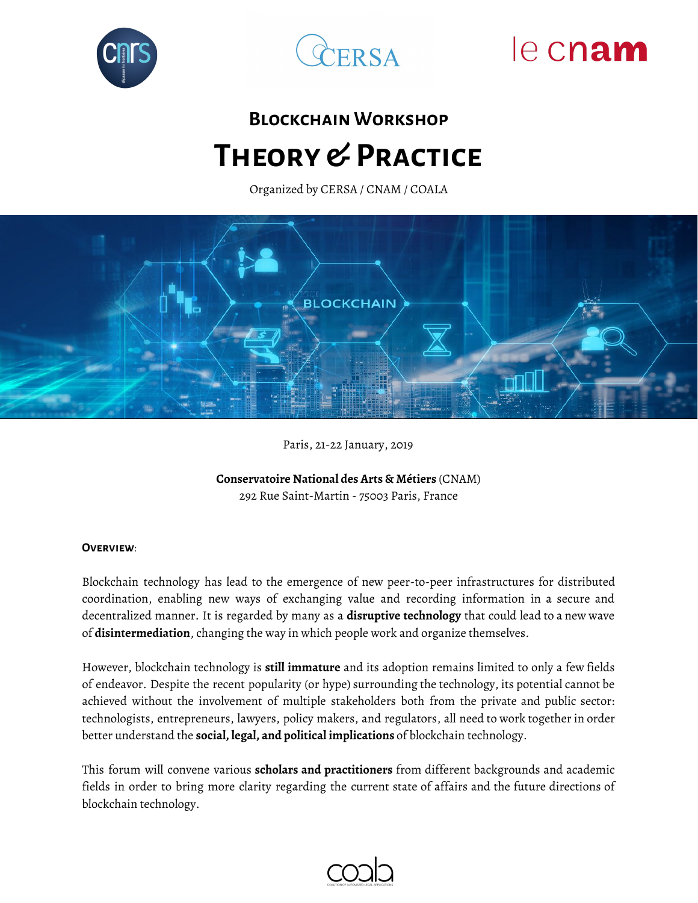# Blockchain Workshop

# Theory & Practice

Organized by CERSA / CNAM / COALA

Paris, 21-22 January, 2019

**Conservatoire National des Arts & Métiers** (CNAM)
292 Rue Saint-Martin - 75003 Paris, France

**Overview**:

Blockchain technology has lead to the emergence of new peer-to-peer infrastructures for distributed coordination, enabling new ways of exchanging value and recording information in a secure and decentralized manner. It is regarded by many as a **disruptive technology** that could lead to a new wave of **disintermediation**, changing the way in which people work and organize themselves.

However, blockchain technology is **still immature** and its adoption remains limited to only a few fields of endeavor. Despite the recent popularity (or hype) surrounding the technology, its potential cannot be achieved without the involvement of multiple stakeholders both from the private and public sector: technologists, entrepreneurs, lawyers, policy makers, and regulators, all need to work together in order better understand the **social, legal, and political implications** of blockchain technology.

This forum will convene various **scholars and practitioners** from different backgrounds and academic fields in order to bring more clarity regarding the current state of affairs and the future directions of blockchain technology.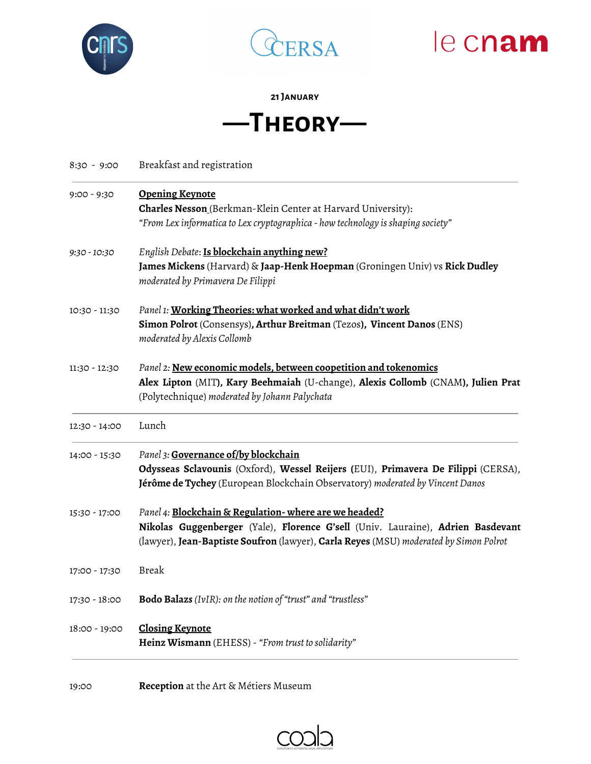**21 January**

# —Theory—

| | |
|---|---|
| 8:30 - 9:00 | Breakfast and registration |
| 9:00 - 9:30 | **Opening Keynote**<br>**Charles Nesson** (Berkman-Klein Center at Harvard University):<br>*"From Lex informatica to Lex cryptographica - how technology is shaping society"* |
| *9:30 - 10:30* | *English Debate*: **Is blockchain anything new?**<br>**James Mickens** (Harvard) & **Jaap-Henk Hoepman** (Groningen Univ) vs **Rick Dudley**<br>*moderated by Primavera De Filippi* |
| 10:30 - 11:30 | *Panel 1:* **Working Theories: what worked and what didn't work**<br>**Simon Polrot** (Consensys), **Arthur Breitman** (Tezos), **Vincent Danos** (ENS)<br>*moderated by Alexis Collomb* |
| 11:30 - 12:30 | *Panel 2:* **New economic models, between coopetition and tokenomics**<br>**Alex Lipton** (MIT), **Kary Beehmaiah** (U-change), **Alexis Collomb** (CNAM), **Julien Prat** (Polytechnique) *moderated by Johann Palychata* |
| 12:30 - 14:00 | Lunch |
| 14:00 - 15:30 | *Panel 3:* **Governance of/by blockchain**<br>**Odysseas Sclavounis** (Oxford), **Wessel Reijers** (EUI), **Primavera De Filippi** (CERSA), **Jérôme de Tychey** (European Blockchain Observatory) *moderated by Vincent Danos* |
| 15:30 - 17:00 | *Panel 4:* **Blockchain & Regulation- where are we headed?**<br>**Nikolas Guggenberger** (Yale), **Florence G'sell** (Univ. Lauraine), **Adrien Basdevant** (lawyer), **Jean-Baptiste Soufron** (lawyer), **Carla Reyes** (MSU) *moderated by Simon Polrot* |
| 17:00 - 17:30 | Break |
| 17:30 - 18:00 | **Bodo Balazs** *(IvIR): on the notion of "trust" and "trustless"* |
| 18:00 - 19:00 | **Closing Keynote**<br>**Heinz Wismann** (EHESS) - *"From trust to solidarity"* |
| 19:00 | **Reception** at the Art & Métiers Museum |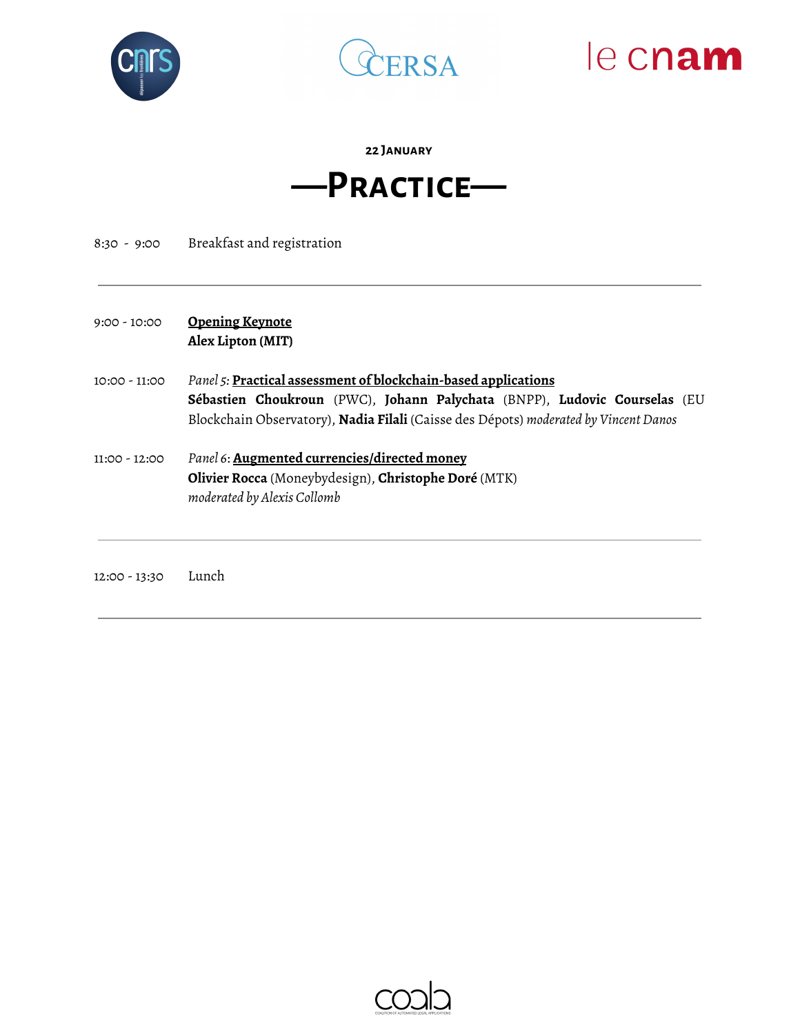**22 January**

# —Practice—

8:30 - 9:00 Breakfast and registration

---

9:00 - 10:00 **Opening Keynote**
**Alex Lipton (MIT)**

10:00 - 11:00 *Panel 5:* **Practical assessment of blockchain-based applications**
**Sébastien Choukroun** (PWC), **Johann Palychata** (BNPP), **Ludovic Courselas** (EU Blockchain Observatory), **Nadia Filali** (Caisse des Dépots) *moderated by Vincent Danos*

11:00 - 12:00 *Panel 6:* **Augmented currencies/directed money**
**Olivier Rocca** (Moneybydesign), **Christophe Doré** (MTK)
*moderated by Alexis Collomb*

---

12:00 - 13:30 Lunch

---